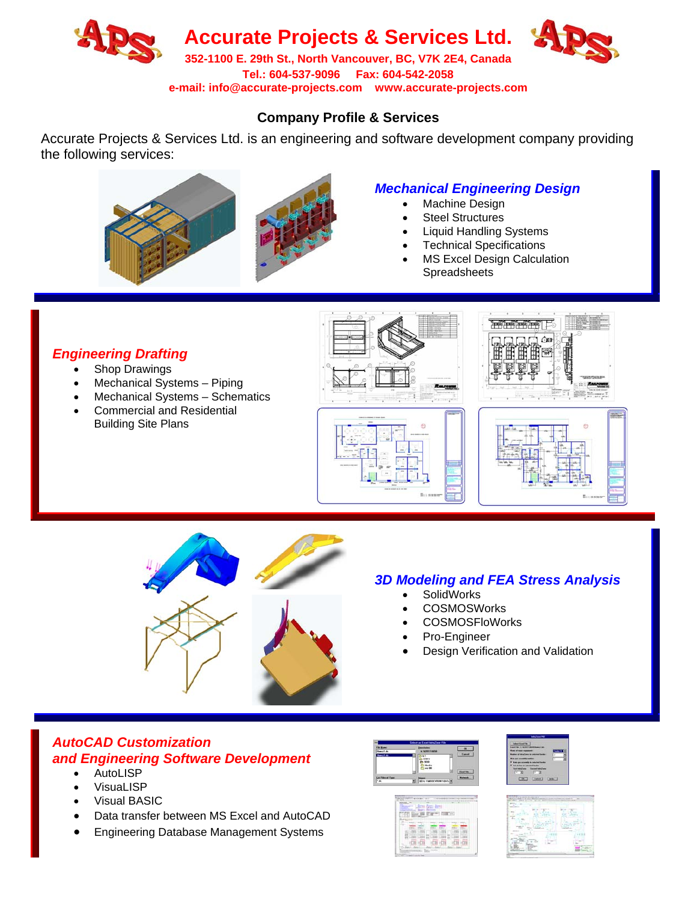# Accurate Projects & Services Ltd.

**352-1100 E. 29th St., North Vancouver, BC, V7K 2E4, Canada**
**Tel.: 604-537-9096 Fax: 604-542-2058**
**e-mail: info@accurate-projects.com www.accurate-projects.com**

## Company Profile & Services

Accurate Projects & Services Ltd. is an engineering and software development company providing the following services:

### *Mechanical Engineering Design*

- Machine Design
- Steel Structures
- Liquid Handling Systems
- Technical Specifications
- MS Excel Design Calculation Spreadsheets

### *Engineering Drafting*

- Shop Drawings
- Mechanical Systems – Piping
- Mechanical Systems – Schematics
- Commercial and Residential Building Site Plans

### *3D Modeling and FEA Stress Analysis*

- SolidWorks
- COSMOSWorks
- COSMOSFloWorks
- Pro-Engineer
- Design Verification and Validation

### *AutoCAD Customization and Engineering Software Development*

- AutoLISP
- VisuaLISP
- Visual BASIC
- Data transfer between MS Excel and AutoCAD
- Engineering Database Management Systems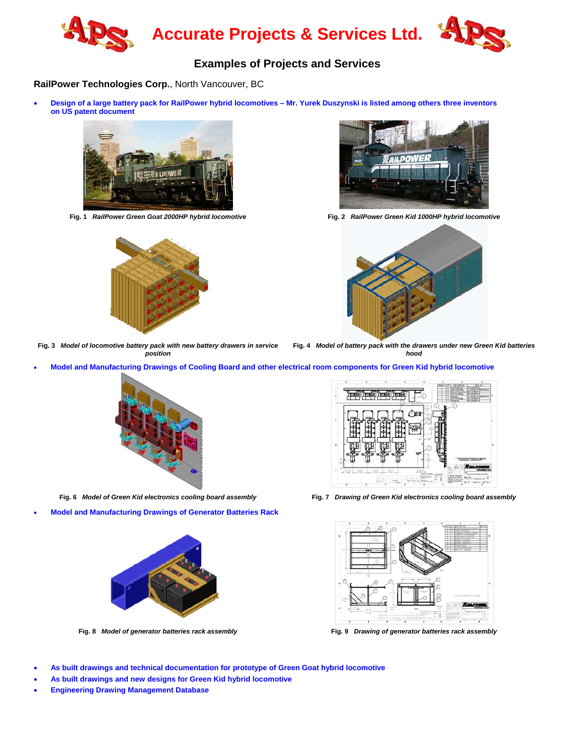# Accurate Projects & Services Ltd.

## Examples of Projects and Services

**RailPower Technologies Corp.**, North Vancouver, BC

- **Design of a large battery pack for RailPower hybrid locomotives – Mr. Yurek Duszynski is listed among others three inventors on US patent document**

**Fig. 1** *RailPower Green Goat 2000HP hybrid locomotive*

**Fig. 2** *RailPower Green Kid 1000HP hybrid locomotive*

**Fig. 3** *Model of locomotive battery pack with new battery drawers in service position*

**Fig. 4** *Model of battery pack with the drawers under new Green Kid batteries hood*

- **Model and Manufacturing Drawings of Cooling Board and other electrical room components for Green Kid hybrid locomotive**

**Fig. 6** *Model of Green Kid electronics cooling board assembly*

**Fig. 7** *Drawing of Green Kid electronics cooling board assembly*

- **Model and Manufacturing Drawings of Generator Batteries Rack**

**Fig. 8** *Model of generator batteries rack assembly*

**Fig. 9** *Drawing of generator batteries rack assembly*

- **As built drawings and technical documentation for prototype of Green Goat hybrid locomotive**
- **As built drawings and new designs for Green Kid hybrid locomotive**
- **Engineering Drawing Management Database**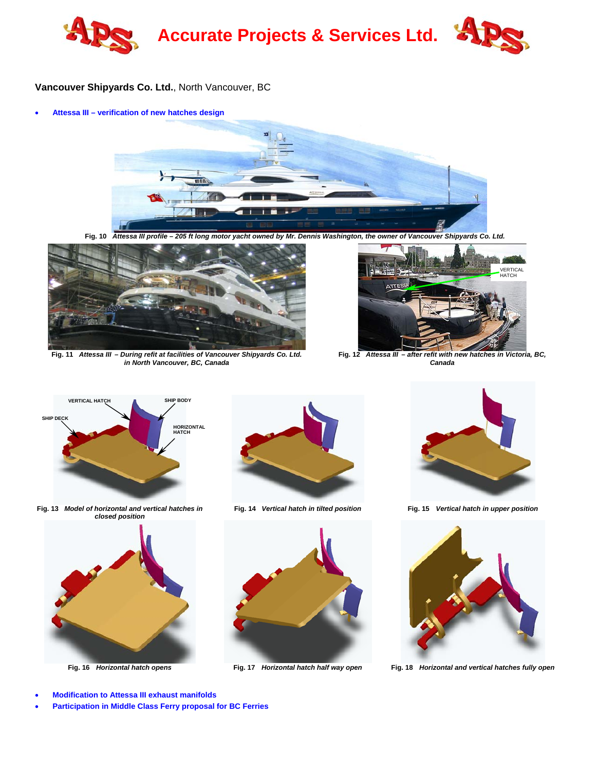**Vancouver Shipyards Co. Ltd.**, North Vancouver, BC

- **Attessa III – verification of new hatches design**

**Fig. 10** *Attessa III profile – 205 ft long motor yacht owned by Mr. Dennis Washington, the owner of Vancouver Shipyards Co. Ltd.*

**Fig. 11** *Attessa III – During refit at facilities of Vancouver Shipyards Co. Ltd. in North Vancouver, BC, Canada*

**Fig. 12** *Attessa III – after refit with new hatches in Victoria, BC, Canada*

**Fig. 13** *Model of horizontal and vertical hatches in closed position*

**Fig. 14** *Vertical hatch in tilted position*

**Fig. 15** *Vertical hatch in upper position*

**Fig. 16** *Horizontal hatch opens*

**Fig. 17** *Horizontal hatch half way open*

**Fig. 18** *Horizontal and vertical hatches fully open*

- **Modification to Attessa III exhaust manifolds**
- **Participation in Middle Class Ferry proposal for BC Ferries**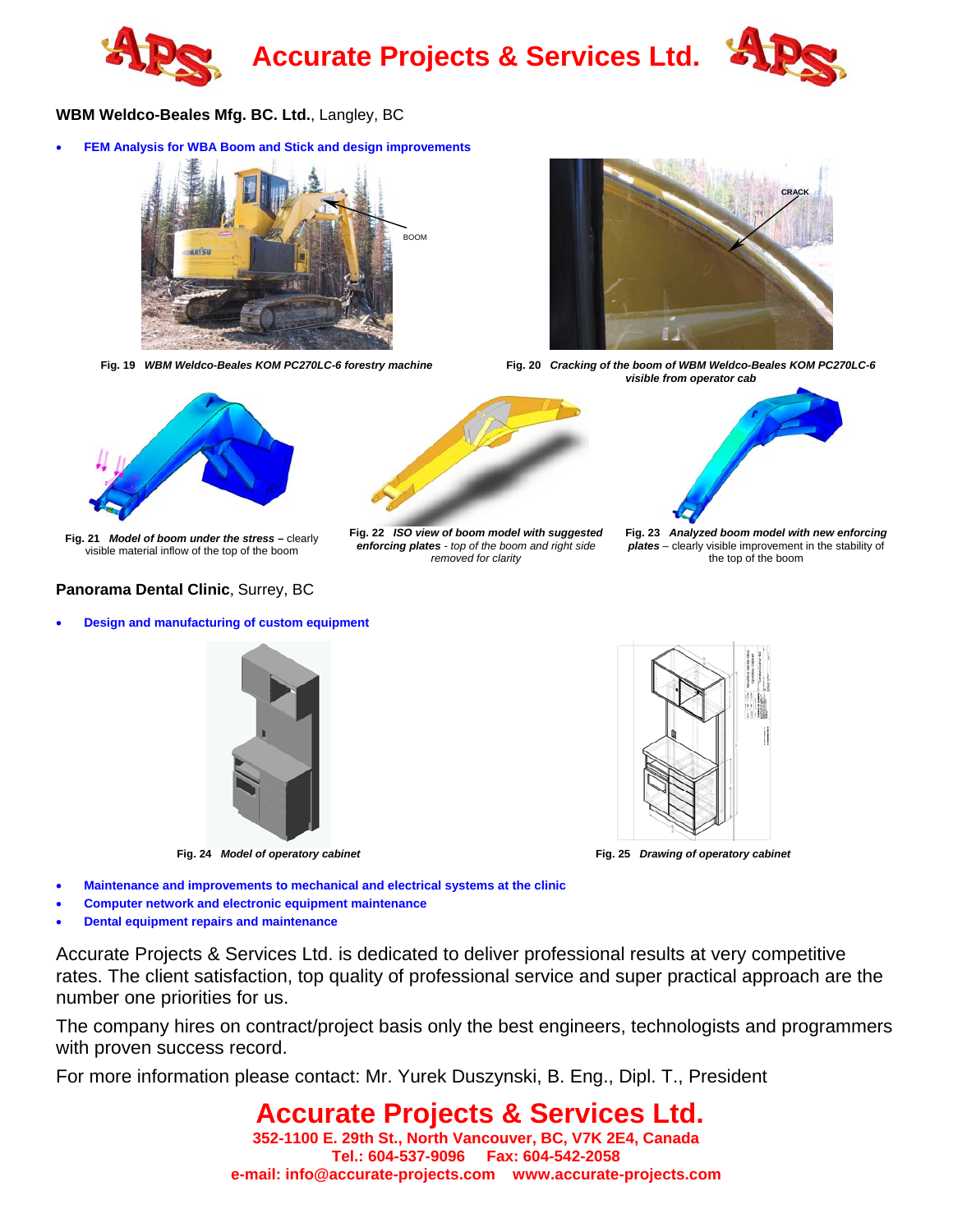# Accurate Projects & Services Ltd.

**WBM Weldco-Beales Mfg. BC. Ltd.**, Langley, BC

- **FEM Analysis for WBA Boom and Stick and design improvements**

BOOM

**Fig. 19** ***WBM Weldco-Beales KOM PC270LC-6 forestry machine***

CRACK

**Fig. 20** ***Cracking of the boom of WBM Weldco-Beales KOM PC270LC-6 visible from operator cab***

**Fig. 21** ***Model of boom under the stress*** **–** clearly visible material inflow of the top of the boom

**Fig. 22** ***ISO view of boom model with suggested enforcing plates*** *- top of the boom and right side removed for clarity*

**Fig. 23** ***Analyzed boom model with new enforcing plates*** – clearly visible improvement in the stability of the top of the boom

**Panorama Dental Clinic**, Surrey, BC

- **Design and manufacturing of custom equipment**

**Fig. 24** ***Model of operatory cabinet***

**Fig. 25** ***Drawing of operatory cabinet***

- **Maintenance and improvements to mechanical and electrical systems at the clinic**
- **Computer network and electronic equipment maintenance**
- **Dental equipment repairs and maintenance**

Accurate Projects & Services Ltd. is dedicated to deliver professional results at very competitive rates. The client satisfaction, top quality of professional service and super practical approach are the number one priorities for us.

The company hires on contract/project basis only the best engineers, technologists and programmers with proven success record.

For more information please contact: Mr. Yurek Duszynski, B. Eng., Dipl. T., President

## Accurate Projects & Services Ltd.

**352-1100 E. 29th St., North Vancouver, BC, V7K 2E4, Canada**
**Tel.: 604-537-9096 Fax: 604-542-2058**
**e-mail: info@accurate-projects.com www.accurate-projects.com**